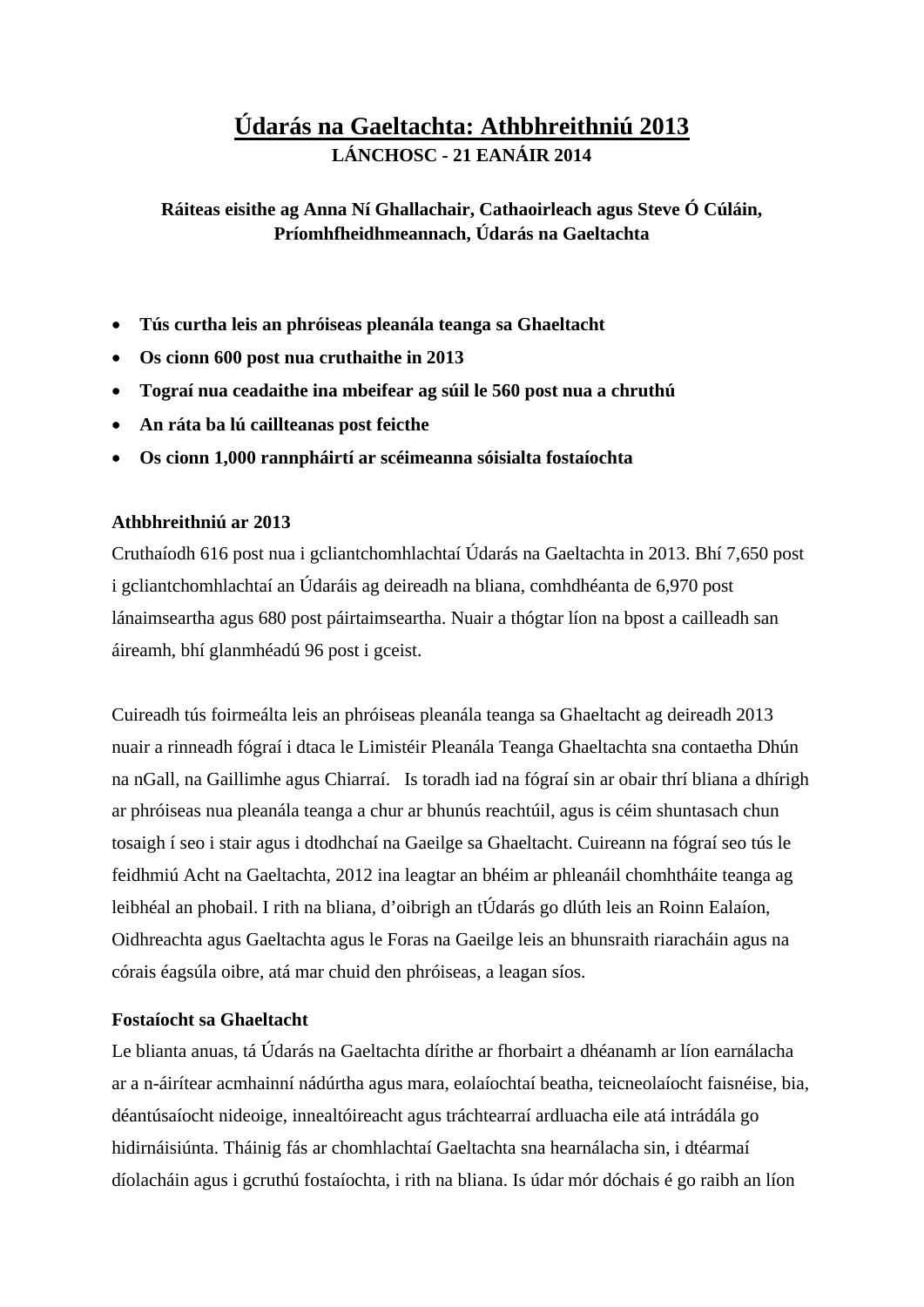# Údarás na Gaeltachta: Athbhreithniú 2013

**LÁNCHOSC - 21 EANÁIR 2014**

**Ráiteas eisithe ag Anna Ní Ghallachair, Cathaoirleach agus Steve Ó Cúláin, Príomhfheidhmeannach, Údarás na Gaeltachta**

- **Tús curtha leis an phróiseas pleanála teanga sa Ghaeltacht**
- **Os cionn 600 post nua cruthaithe in 2013**
- **Tograí nua ceadaithe ina mbeifear ag súil le 560 post nua a chruthú**
- **An ráta ba lú caillteanas post feicthe**
- **Os cionn 1,000 rannpháirtí ar scéimeanna sóisialta fostaíochta**

**Athbhreithniú ar 2013**

Cruthaíodh 616 post nua i gcliantchomhlachtaí Údarás na Gaeltachta in 2013. Bhí 7,650 post i gcliantchomhlachtaí an Údaráis ag deireadh na bliana, comhdhéanta de 6,970 post lánaimseartha agus 680 post páirtaimseartha. Nuair a thógtar líon na bpost a cailleadh san áireamh, bhí glanmhéadú 96 post i gceist.

Cuireadh tús foirmeálta leis an phróiseas pleanála teanga sa Ghaeltacht ag deireadh 2013 nuair a rinneadh fógraí i dtaca le Limistéir Pleanála Teanga Ghaeltachta sna contaetha Dhún na nGall, na Gaillimhe agus Chiarraí. Is toradh iad na fógraí sin ar obair thrí bliana a dhírigh ar phróiseas nua pleanála teanga a chur ar bhunús reachtúil, agus is céim shuntasach chun tosaigh í seo i stair agus i dtodhchaí na Gaeilge sa Ghaeltacht. Cuireann na fógraí seo tús le feidhmiú Acht na Gaeltachta, 2012 ina leagtar an bhéim ar phleanáil chomhtháite teanga ag leibhéal an phobail. I rith na bliana, d'oibrigh an tÚdarás go dlúth leis an Roinn Ealaíon, Oidhreachta agus Gaeltachta agus le Foras na Gaeilge leis an bhunsraith riaracháin agus na córais éagsúla oibre, atá mar chuid den phróiseas, a leagan síos.

**Fostaíocht sa Ghaeltacht**

Le blianta anuas, tá Údarás na Gaeltachta dírithe ar fhorbairt a dhéanamh ar líon earnálacha ar a n-áirítear acmhainní nádúrtha agus mara, eolaíochtaí beatha, teicneolaíocht faisnéise, bia, déantúsaíocht nideoige, innealtóireacht agus tráchtearraí ardluacha eile atá intrádála go hidirnáisiúnta. Tháinig fás ar chomhlachtaí Gaeltachta sna hearnálacha sin, i dtéarmaí díolacháin agus i gcruthú fostaíochta, i rith na bliana. Is údar mór dóchais é go raibh an líon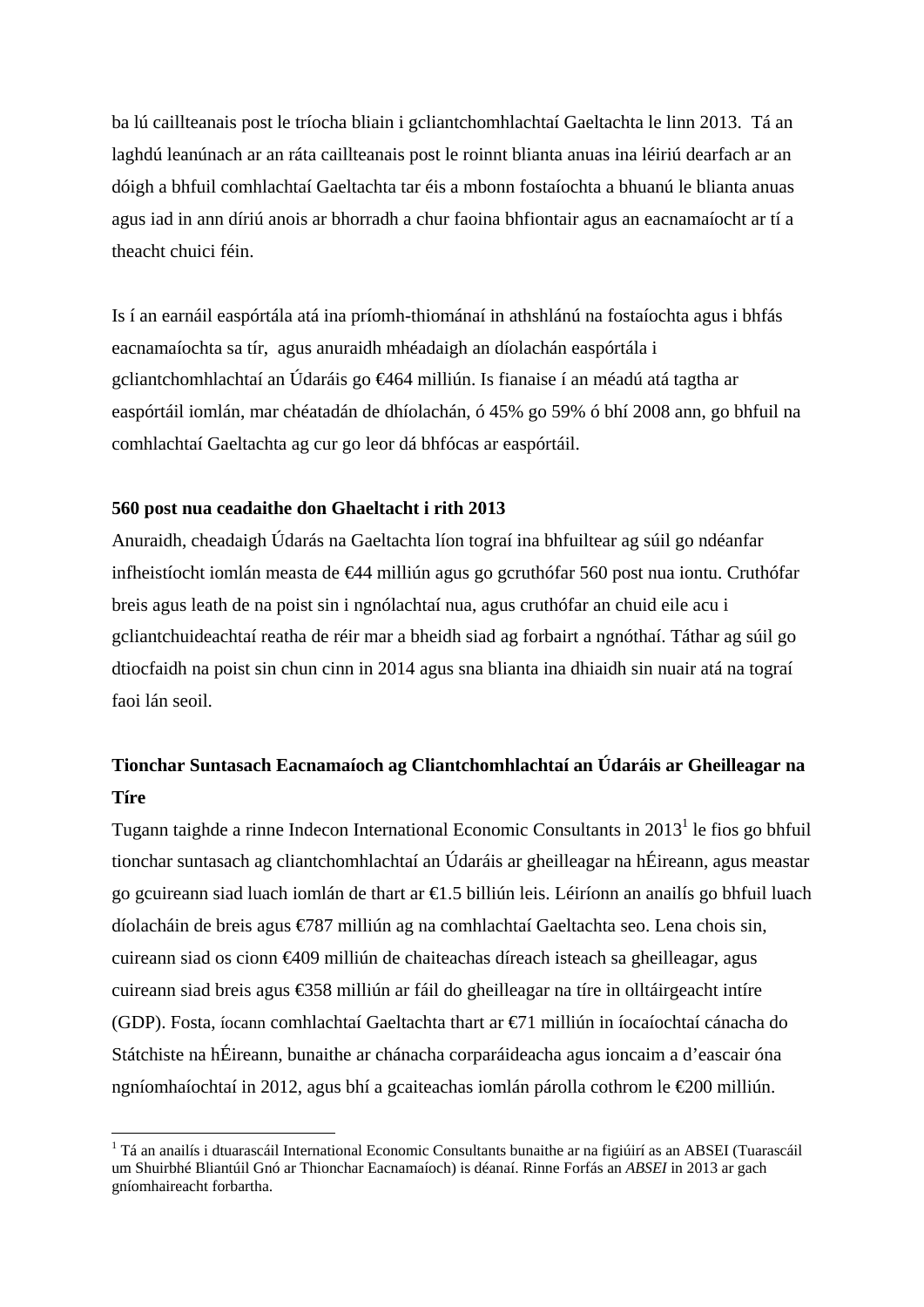ba lú caillteanais post le tríocha bliain i gcliantchomhlachtaí Gaeltachta le linn 2013. Tá an laghdú leanúnach ar an ráta caillteanais post le roinnt blianta anuas ina léiriú dearfach ar an dóigh a bhfuil comhlachtaí Gaeltachta tar éis a mbonn fostaíochta a bhuanú le blianta anuas agus iad in ann díriú anois ar bhorradh a chur faoina bhfiontair agus an eacnamaíocht ar tí a theacht chuici féin.

Is í an earnáil easpórtála atá ina príomh-thiománaí in athshlánú na fostaíochta agus i bhfás eacnamaíochta sa tír, agus anuraidh mhéadaigh an díolachán easpórtála i gcliantchomhlachtaí an Údaráis go €464 milliún. Is fianaise í an méadú atá tagtha ar easpórtáil iomlán, mar chéatadán de dhíolachán, ó 45% go 59% ó bhí 2008 ann, go bhfuil na comhlachtaí Gaeltachta ag cur go leor dá bhfócas ar easpórtáil.

**560 post nua ceadaithe don Ghaeltacht i rith 2013**

Anuraidh, cheadaigh Údarás na Gaeltachta líon tograí ina bhfuiltear ag súil go ndéanfar infheistíocht iomlán measta de €44 milliún agus go gcruthófar 560 post nua iontu. Cruthófar breis agus leath de na poist sin i ngnólachtaí nua, agus cruthófar an chuid eile acu i gcliantchuideachtaí reatha de réir mar a bheidh siad ag forbairt a ngnóthaí. Táthar ag súil go dtiocfaidh na poist sin chun cinn in 2014 agus sna blianta ina dhiaidh sin nuair atá na tograí faoi lán seoil.

**Tionchar Suntasach Eacnamaíoch ag Cliantchomhlachtaí an Údaráis ar Gheilleagar na Tíre**

Tugann taighde a rinne Indecon International Economic Consultants in 2013[1] le fios go bhfuil tionchar suntasach ag cliantchomhlachtaí an Údaráis ar gheilleagar na hÉireann, agus meastar go gcuireann siad luach iomlán de thart ar €1.5 billiún leis. Léiríonn an anailís go bhfuil luach díolacháin de breis agus €787 milliún ag na comhlachtaí Gaeltachta seo. Lena chois sin, cuireann siad os cionn €409 milliún de chaiteachas díreach isteach sa gheilleagar, agus cuireann siad breis agus €358 milliún ar fáil do gheilleagar na tíre in olltáirgeacht intíre (GDP). Fosta, íocann comhlachtaí Gaeltachta thart ar €71 milliún in íocaíochtaí cánacha do Státchiste na hÉireann, bunaithe ar chánacha corparáideacha agus ioncaim a d'eascair óna ngníomhaíochtaí in 2012, agus bhí a gcaiteachas iomlán párolla cothrom le €200 milliún.

[1] Tá an anailís i dtuarascáil International Economic Consultants bunaithe ar na figiúirí as an ABSEI (Tuarascáil um Shuirbhé Bliantúil Gnó ar Thionchar Eacnamaíoch) is déanaí. Rinne Forfás an *ABSEI* in 2013 ar gach gníomhaireacht forbartha.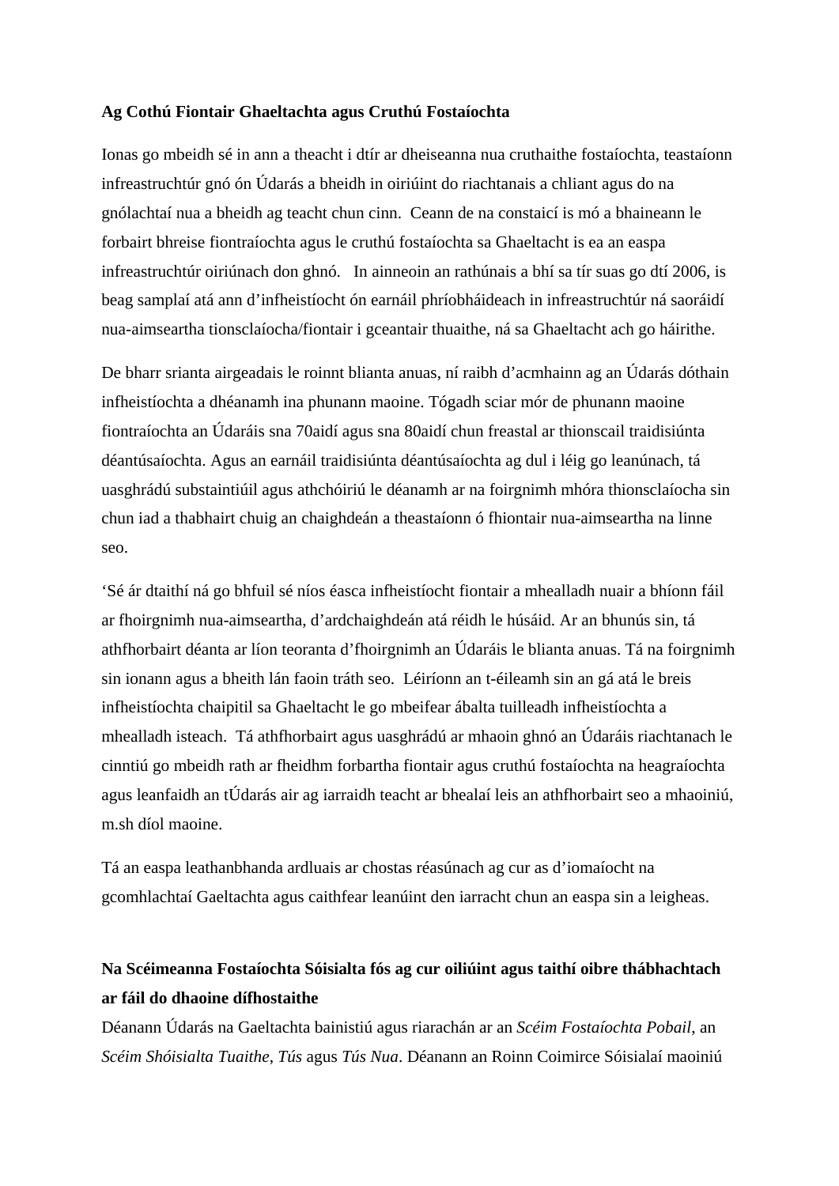**Ag Cothú Fiontair Ghaeltachta agus Cruthú Fostaíochta**

Ionas go mbeidh sé in ann a theacht i dtír ar dheiseanna nua cruthaithe fostaíochta, teastaíonn infreastruchtúr gnó ón Údarás a bheidh in oiriúint do riachtanais a chliant agus do na gnólachtaí nua a bheidh ag teacht chun cinn. Ceann de na constaicí is mó a bhaineann le forbairt bhreise fiontraíochta agus le cruthú fostaíochta sa Ghaeltacht is ea an easpa infreastruchtúr oiriúnach don ghnó. In ainneoin an rathúnais a bhí sa tír suas go dtí 2006, is beag samplaí atá ann d'infheistíocht ón earnáil phríobháideach in infreastruchtúr ná saoráidí nua-aimseartha tionsclaíocha/fiontair i gceantair thuaithe, ná sa Ghaeltacht ach go háirithe.

De bharr srianta airgeadais le roinnt blianta anuas, ní raibh d'acmhainn ag an Údarás dóthain infheistíochta a dhéanamh ina phunann maoine. Tógadh sciar mór de phunann maoine fiontraíochta an Údaráis sna 70aidí agus sna 80aidí chun freastal ar thionscail traidisiúnta déantúsaíochta. Agus an earnáil traidisiúnta déantúsaíochta ag dul i léig go leanúnach, tá uasghrádú substaintiúil agus athchóiriú le déanamh ar na foirgnimh mhóra thionsclaíocha sin chun iad a thabhairt chuig an chaighdeán a theastaíonn ó fhiontair nua-aimseartha na linne seo.

'Sé ár dtaithí ná go bhfuil sé níos éasca infheistíocht fiontair a mhealladh nuair a bhíonn fáil ar fhoirgnimh nua-aimseartha, d'ardchaighdeán atá réidh le húsáid. Ar an bhunús sin, tá athfhorbairt déanta ar líon teoranta d'fhoirgnimh an Údaráis le blianta anuas. Tá na foirgnimh sin ionann agus a bheith lán faoin tráth seo. Léiríonn an t-éileamh sin an gá atá le breis infheistíochta chaipitil sa Ghaeltacht le go mbeifear ábalta tuilleadh infheistíochta a mhealladh isteach. Tá athfhorbairt agus uasghrádú ar mhaoin ghnó an Údaráis riachtanach le cinntiú go mbeidh rath ar fheidhm forbartha fiontair agus cruthú fostaíochta na heagraíochta agus leanfaidh an tÚdarás air ag iarraidh teacht ar bhealaí leis an athfhorbairt seo a mhaoiniú, m.sh díol maoine.

Tá an easpa leathanbhanda ardluais ar chostas réasúnach ag cur as d'iomaíocht na gcomhlachtaí Gaeltachta agus caithfear leanúint den iarracht chun an easpa sin a leigheas.

**Na Scéimeanna Fostaíochta Sóisialta fós ag cur oiliúint agus taithí oibre thábhachtach ar fáil do dhaoine dífhostaithe**

Déanann Údarás na Gaeltachta bainistiú agus riarachán ar an *Scéim Fostaíochta Pobail*, an *Scéim Shóisialta Tuaithe*, *Tús* agus *Tús Nua*. Déanann an Roinn Coimirce Sóisialaí maoiniú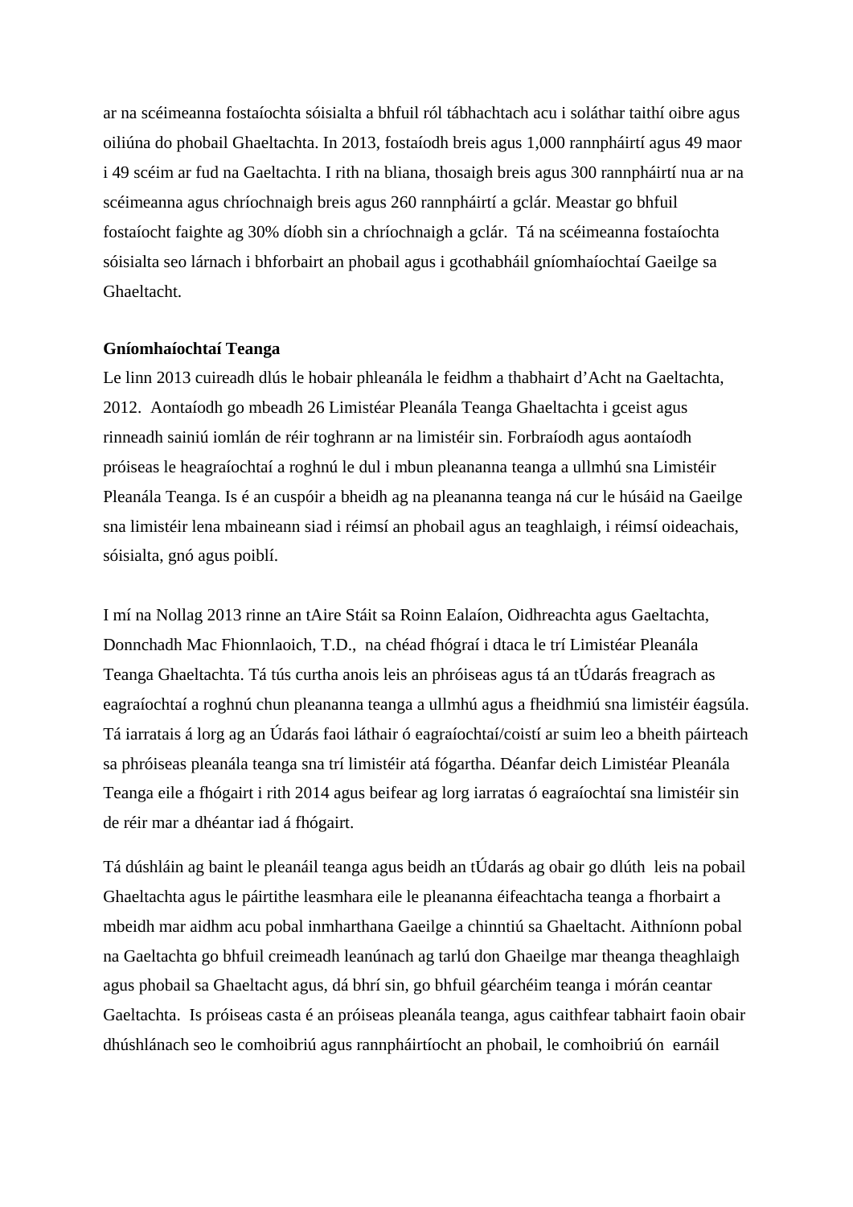ar na scéimeanna fostaíochta sóisialta a bhfuil ról tábhachtach acu i soláthar taithí oibre agus oiliúna do phobail Ghaeltachta. In 2013, fostaíodh breis agus 1,000 rannpháirtí agus 49 maor i 49 scéim ar fud na Gaeltachta. I rith na bliana, thosaigh breis agus 300 rannpháirtí nua ar na scéimeanna agus chríochnaigh breis agus 260 rannpháirtí a gclár. Meastar go bhfuil fostaíocht faighte ag 30% díobh sin a chríochnaigh a gclár. Tá na scéimeanna fostaíochta sóisialta seo lárnach i bhforbairt an phobail agus i gcothabháil gníomhaíochtaí Gaeilge sa Ghaeltacht.

**Gníomhaíochtaí Teanga**

Le linn 2013 cuireadh dlús le hobair phleanála le feidhm a thabhairt d'Acht na Gaeltachta, 2012. Aontaíodh go mbeadh 26 Limistéar Pleanála Teanga Ghaeltachta i gceist agus rinneadh sainiú iomlán de réir toghrann ar na limistéir sin. Forbraíodh agus aontaíodh próiseas le heagraíochtaí a roghnú le dul i mbun pleananna teanga a ullmhú sna Limistéir Pleanála Teanga. Is é an cuspóir a bheidh ag na pleananna teanga ná cur le húsáid na Gaeilge sna limistéir lena mbaineann siad i réimsí an phobail agus an teaghlaigh, i réimsí oideachais, sóisialta, gnó agus poiblí.

I mí na Nollag 2013 rinne an tAire Stáit sa Roinn Ealaíon, Oidhreachta agus Gaeltachta, Donnchadh Mac Fhionnlaoich, T.D., na chéad fhógraí i dtaca le trí Limistéar Pleanála Teanga Ghaeltachta. Tá tús curtha anois leis an phróiseas agus tá an tÚdarás freagrach as eagraíochtaí a roghnú chun pleananna teanga a ullmhú agus a fheidhmiú sna limistéir éagsúla. Tá iarratais á lorg ag an Údarás faoi láthair ó eagraíochtaí/coistí ar suim leo a bheith páirteach sa phróiseas pleanála teanga sna trí limistéir atá fógartha. Déanfar deich Limistéar Pleanála Teanga eile a fhógairt i rith 2014 agus beifear ag lorg iarratas ó eagraíochtaí sna limistéir sin de réir mar a dhéantar iad á fhógairt.

Tá dúshláin ag baint le pleanáil teanga agus beidh an tÚdarás ag obair go dlúth leis na pobail Ghaeltachta agus le páirtithe leasmhara eile le pleananna éifeachtacha teanga a fhorbairt a mbeidh mar aidhm acu pobal inmharthana Gaeilge a chinntiú sa Ghaeltacht. Aithníonn pobal na Gaeltachta go bhfuil creimeadh leanúnach ag tarlú don Ghaeilge mar theanga theaghlaigh agus phobail sa Ghaeltacht agus, dá bhrí sin, go bhfuil géarchéim teanga i mórán ceantar Gaeltachta. Is próiseas casta é an próiseas pleanála teanga, agus caithfear tabhairt faoin obair dhúshlánach seo le comhoibriú agus rannpháirtíocht an phobail, le comhoibriú ón earnáil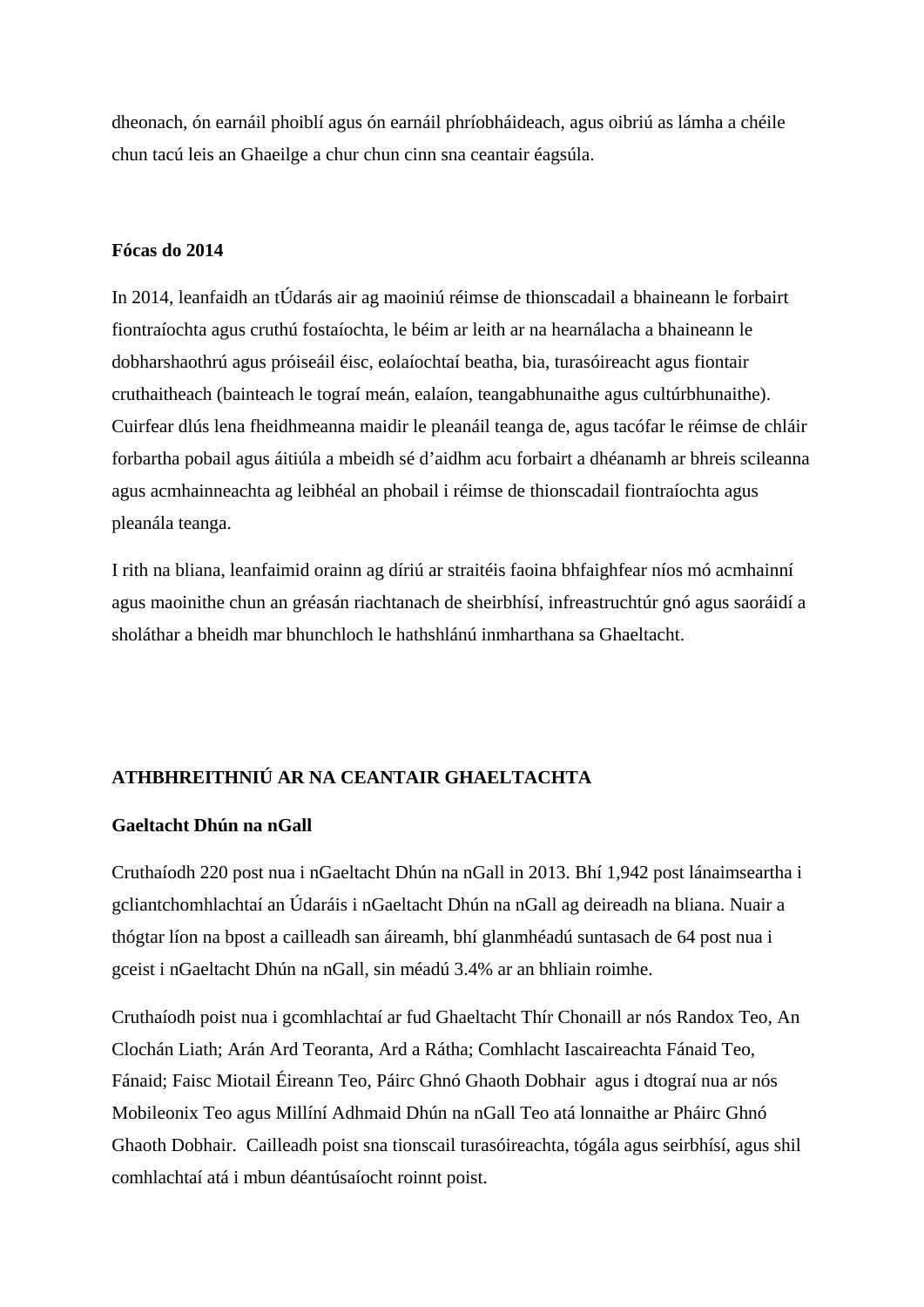dheonach, ón earnáil phoiblí agus ón earnáil phríobháideach, agus oibriú as lámha a chéile chun tacú leis an Ghaeilge a chur chun cinn sna ceantair éagsúla.

**Fócas do 2014**

In 2014, leanfaidh an tÚdarás air ag maoiniú réimse de thionscadail a bhaineann le forbairt fiontraíochta agus cruthú fostaíochta, le béim ar leith ar na hearnálacha a bhaineann le dobharshaothrú agus próiseáil éisc, eolaíochtaí beatha, bia, turasóireacht agus fiontair cruthaitheach (bainteach le tograí meán, ealaíon, teangabhunaithe agus cultúrbhunaithe). Cuirfear dlús lena fheidhmeanna maidir le pleanáil teanga de, agus tacófar le réimse de chláir forbartha pobail agus áitiúla a mbeidh sé d'aidhm acu forbairt a dhéanamh ar bhreis scileanna agus acmhainneachta ag leibhéal an phobail i réimse de thionscadail fiontraíochta agus pleanála teanga.

I rith na bliana, leanfaimid orainn ag díriú ar straitéis faoina bhfaighfear níos mó acmhainní agus maoinithe chun an gréasán riachtanach de sheirbhísí, infreastruchtúr gnó agus saoráidí a sholáthar a bheidh mar bhunchloch le hathshlánú inmharthana sa Ghaeltacht.

**ATHBHREITHNIÚ AR NA CEANTAIR GHAELTACHTA**

**Gaeltacht Dhún na nGall**

Cruthaíodh 220 post nua i nGaeltacht Dhún na nGall in 2013. Bhí 1,942 post lánaimseartha i gcliantchomhlachtaí an Údaráis i nGaeltacht Dhún na nGall ag deireadh na bliana. Nuair a thógtar líon na bpost a cailleadh san áireamh, bhí glanmhéadú suntasach de 64 post nua i gceist i nGaeltacht Dhún na nGall, sin méadú 3.4% ar an bhliain roimhe.

Cruthaíodh poist nua i gcomhlachtaí ar fud Ghaeltacht Thír Chonaill ar nós Randox Teo, An Clochán Liath; Arán Ard Teoranta, Ard a Rátha; Comhlacht Iascaireachta Fánaid Teo, Fánaid; Faisc Miotail Éireann Teo, Páirc Ghnó Ghaoth Dobhair agus i dtograí nua ar nós Mobileonix Teo agus Millíní Adhmaid Dhún na nGall Teo atá lonnaithe ar Pháirc Ghnó Ghaoth Dobhair. Cailleadh poist sna tionscail turasóireachta, tógála agus seirbhísí, agus shil comhlachtaí atá i mbun déantúsaíocht roinnt poist.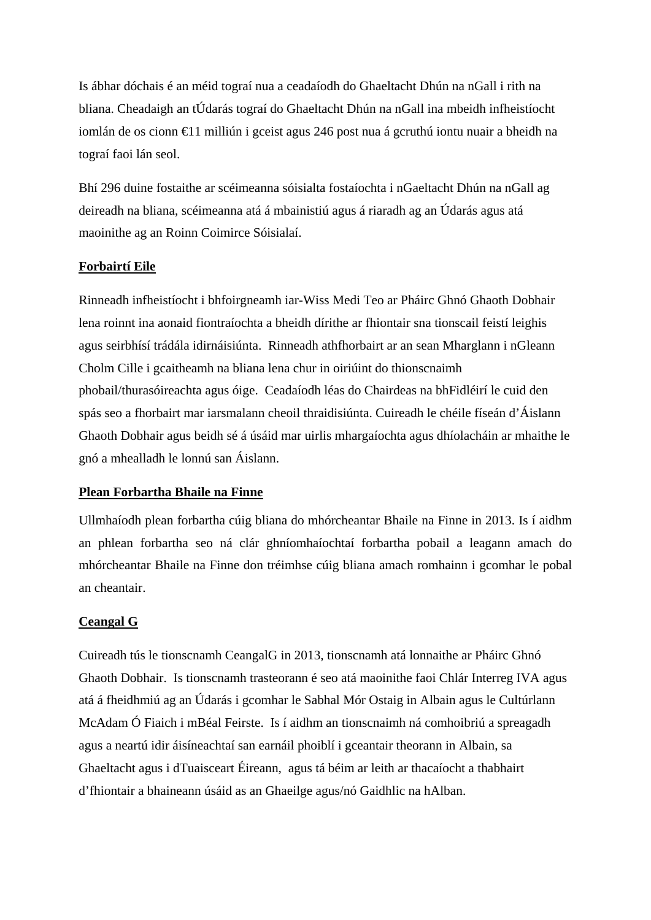Is ábhar dóchais é an méid tograí nua a ceadaíodh do Ghaeltacht Dhún na nGall i rith na bliana. Cheadaigh an tÚdarás tograí do Ghaeltacht Dhún na nGall ina mbeidh infheistíocht iomlán de os cionn €11 milliún i gceist agus 246 post nua á gcruthú iontu nuair a bheidh na tograí faoi lán seol.

Bhí 296 duine fostaithe ar scéimeanna sóisialta fostaíochta i nGaeltacht Dhún na nGall ag deireadh na bliana, scéimeanna atá á mbainistiú agus á riaradh ag an Údarás agus atá maoinithe ag an Roinn Coimirce Sóisialaí.

**Forbairtí Eile**

Rinneadh infheistíocht i bhfoirgneamh iar-Wiss Medi Teo ar Pháirc Ghnó Ghaoth Dobhair lena roinnt ina aonaid fiontraíochta a bheidh dírithe ar fhiontair sna tionscail feistí leighis agus seirbhísí trádála idirnáisiúnta.  Rinneadh athfhorbairt ar an sean Mharglann i nGleann Cholm Cille i gcaitheamh na bliana lena chur in oiriúint do thionscnaimh phobail/thurasóireachta agus óige.  Ceadaíodh léas do Chairdeas na bhFidléirí le cuid den spás seo a fhorbairt mar iarsmalann cheoil thraidisiúnta. Cuireadh le chéile físeán d'Áislann Ghaoth Dobhair agus beidh sé á úsáid mar uirlis mhargaíochta agus dhíolacháin ar mhaithe le gnó a mhealladh le lonnú san Áislann.

**Plean Forbartha Bhaile na Finne**

Ullmhaíodh plean forbartha cúig bliana do mhórcheantar Bhaile na Finne in 2013. Is í aidhm an phlean forbartha seo ná clár ghníomhaíochtaí forbartha pobail a leagann amach do mhórcheantar Bhaile na Finne don tréimhse cúig bliana amach romhainn i gcomhar le pobal an cheantair.

**Ceangal G**

Cuireadh tús le tionscnamh CeangalG in 2013, tionscnamh atá lonnaithe ar Pháirc Ghnó Ghaoth Dobhair.  Is tionscnamh trasteorann é seo atá maoinithe faoi Chlár Interreg IVA agus atá á fheidhmiú ag an Údarás i gcomhar le Sabhal Mór Ostaig in Albain agus le Cultúrlann McAdam Ó Fiaich i mBéal Feirste.  Is í aidhm an tionscnaimh ná comhoibriú a spreagadh agus a neartú idir áisíneachtaí san earnáil phoiblí i gceantair theorann in Albain, sa Ghaeltacht agus i dTuaisceart Éireann,  agus tá béim ar leith ar thacaíocht a thabhairt d'fhiontair a bhaineann úsáid as an Ghaeilge agus/nó Gaidhlic na hAlban.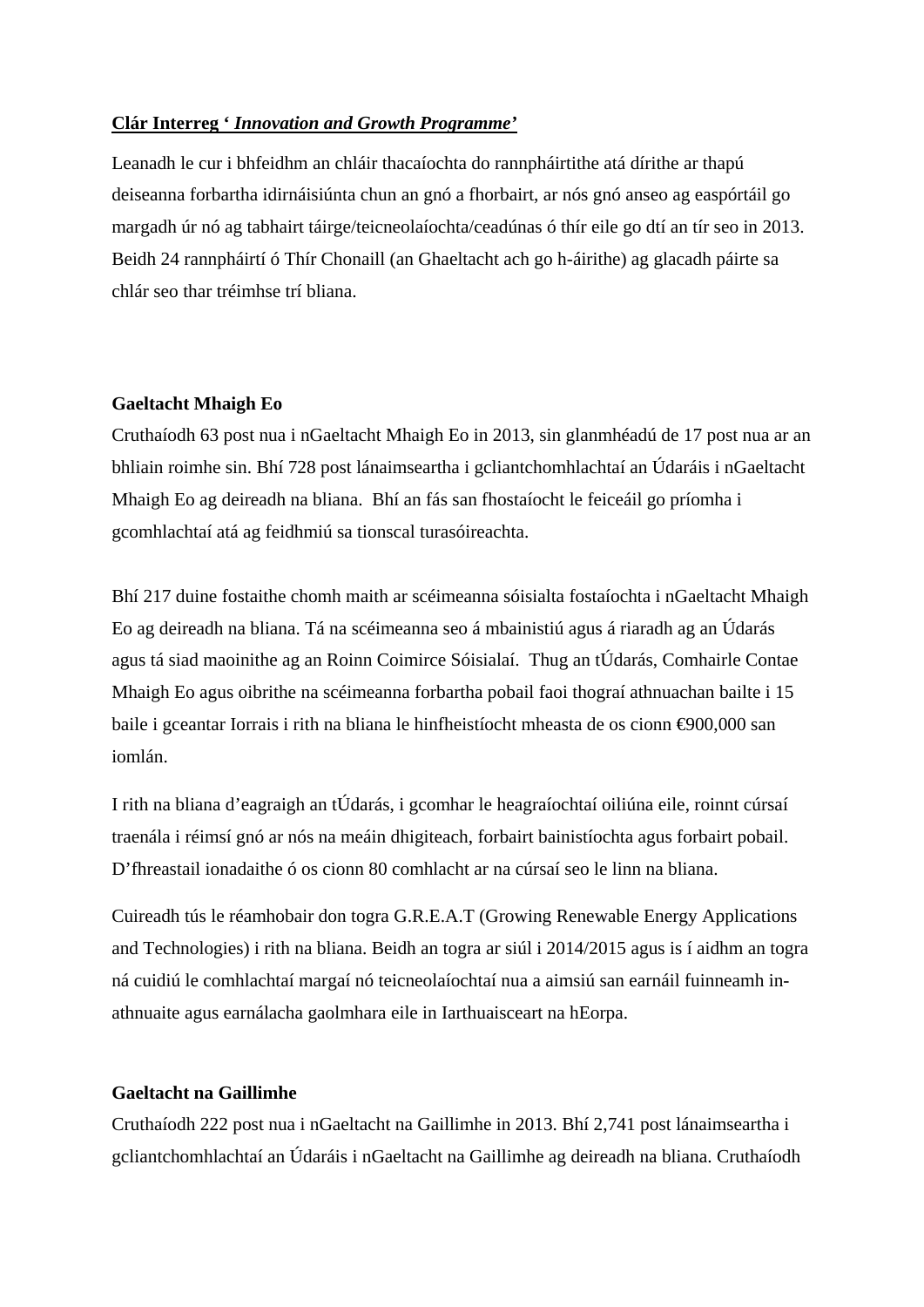**Clár Interreg ‘ *Innovation and Growth Programme’***

Leanadh le cur i bhfeidhm an chláir thacaíochta do rannpháirtithe atá dírithe ar thapú deiseanna forbartha idirnáisiúnta chun an gnó a fhorbairt, ar nós gnó anseo ag easpórtáil go margadh úr nó ag tabhairt táirge/teicneolaíochta/ceadúnas ó thír eile go dtí an tír seo in 2013. Beidh 24 rannpháirtí ó Thír Chonaill (an Ghaeltacht ach go h-áirithe) ag glacadh páirte sa chlár seo thar tréimhse trí bliana.

**Gaeltacht Mhaigh Eo**

Cruthaíodh 63 post nua i nGaeltacht Mhaigh Eo in 2013, sin glanmhéadú de 17 post nua ar an bhliain roimhe sin. Bhí 728 post lánaimseartha i gcliantchomhlachtaí an Údaráis i nGaeltacht Mhaigh Eo ag deireadh na bliana. Bhí an fás san fhostaíocht le feiceáil go príomha i gcomhlachtaí atá ag feidhmiú sa tionscal turasóireachta.

Bhí 217 duine fostaithe chomh maith ar scéimeanna sóisialta fostaíochta i nGaeltacht Mhaigh Eo ag deireadh na bliana. Tá na scéimeanna seo á mbainistiú agus á riaradh ag an Údarás agus tá siad maoinithe ag an Roinn Coimirce Sóisialaí. Thug an tÚdarás, Comhairle Contae Mhaigh Eo agus oibrithe na scéimeanna forbartha pobail faoi thograí athnuachan bailte i 15 baile i gceantar Iorrais i rith na bliana le hinfheistíocht mheasta de os cionn €900,000 san iomlán.

I rith na bliana d’eagraigh an tÚdarás, i gcomhar le heagraíochtaí oiliúna eile, roinnt cúrsaí traenála i réimsí gnó ar nós na meáin dhigiteach, forbairt bainistíochta agus forbairt pobail. D’fhreastail ionadaithe ó os cionn 80 comhlacht ar na cúrsaí seo le linn na bliana.

Cuireadh tús le réamhobair don togra G.R.E.A.T (Growing Renewable Energy Applications and Technologies) i rith na bliana. Beidh an togra ar siúl i 2014/2015 agus is í aidhm an togra ná cuidiú le comhlachtaí margaí nó teicneolaíochtaí nua a aimsiú san earnáil fuinneamh in-athnuaite agus earnálacha gaolmhara eile in Iarthuaisceart na hEorpa.

**Gaeltacht na Gaillimhe**

Cruthaíodh 222 post nua i nGaeltacht na Gaillimhe in 2013. Bhí 2,741 post lánaimseartha i gcliantchomhlachtaí an Údaráis i nGaeltacht na Gaillimhe ag deireadh na bliana. Cruthaíodh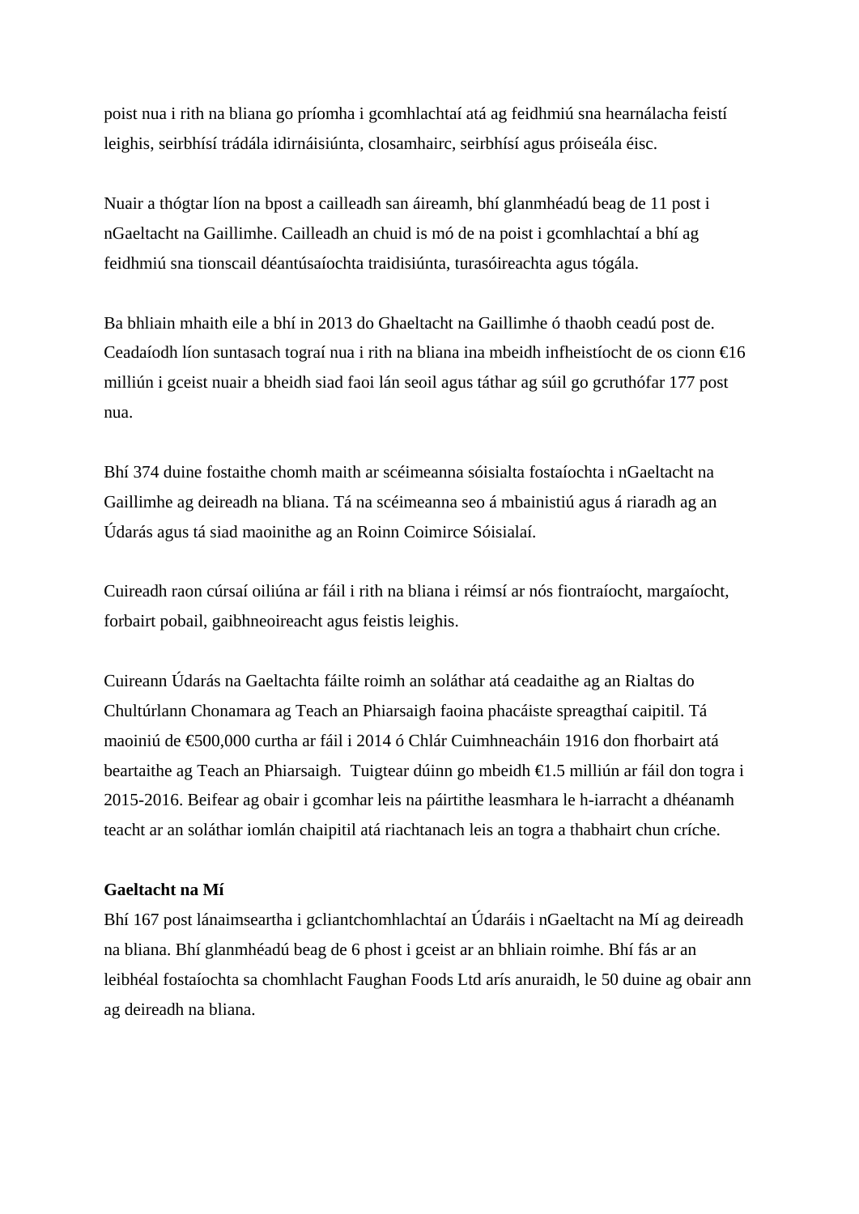poist nua i rith na bliana go príomha i gcomhlachtaí atá ag feidhmiú sna hearnálacha feistí leighis, seirbhísí trádála idirnáisiúnta, closamhairc, seirbhísí agus próiseála éisc.

Nuair a thógtar líon na bpost a cailleadh san áireamh, bhí glanmhéadú beag de 11 post i nGaeltacht na Gaillimhe. Cailleadh an chuid is mó de na poist i gcomhlachtaí a bhí ag feidhmiú sna tionscail déantúsaíochta traidisiúnta, turasóireachta agus tógála.

Ba bhliain mhaith eile a bhí in 2013 do Ghaeltacht na Gaillimhe ó thaobh ceadú post de. Ceadaíodh líon suntasach tograí nua i rith na bliana ina mbeidh infheistíocht de os cionn €16 milliún i gceist nuair a bheidh siad faoi lán seoil agus táthar ag súil go gcruthófar 177 post nua.

Bhí 374 duine fostaithe chomh maith ar scéimeanna sóisialta fostaíochta i nGaeltacht na Gaillimhe ag deireadh na bliana. Tá na scéimeanna seo á mbainistiú agus á riaradh ag an Údarás agus tá siad maoinithe ag an Roinn Coimirce Sóisialaí.

Cuireadh raon cúrsaí oiliúna ar fáil i rith na bliana i réimsí ar nós fiontraíocht, margaíocht, forbairt pobail, gaibhneoireacht agus feistis leighis.

Cuireann Údarás na Gaeltachta fáilte roimh an soláthar atá ceadaithe ag an Rialtas do Chultúrlann Chonamara ag Teach an Phiarsaigh faoina phacáiste spreagthaí caipitil. Tá maoiniú de €500,000 curtha ar fáil i 2014 ó Chlár Cuimhneacháin 1916 don fhorbairt atá beartaithe ag Teach an Phiarsaigh. Tuigtear dúinn go mbeidh €1.5 milliún ar fáil don togra i 2015-2016. Beifear ag obair i gcomhar leis na páirtithe leasmhara le h-iarracht a dhéanamh teacht ar an soláthar iomlán chaipitil atá riachtanach leis an togra a thabhairt chun críche.

**Gaeltacht na Mí**

Bhí 167 post lánaimseartha i gcliantchomhlachtaí an Údaráis i nGaeltacht na Mí ag deireadh na bliana. Bhí glanmhéadú beag de 6 phost i gceist ar an bhliain roimhe. Bhí fás ar an leibhéal fostaíochta sa chomhlacht Faughan Foods Ltd arís anuraidh, le 50 duine ag obair ann ag deireadh na bliana.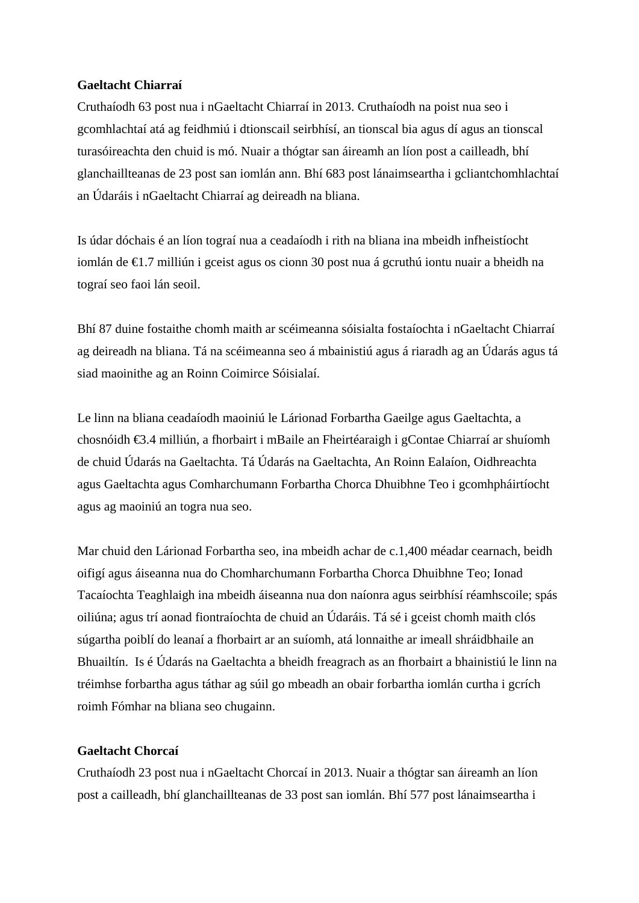**Gaeltacht Chiarraí**

Cruthaíodh 63 post nua i nGaeltacht Chiarraí in 2013. Cruthaíodh na poist nua seo i gcomhlachtaí atá ag feidhmiú i dtionscail seirbhísí, an tionscal bia agus dí agus an tionscal turasóireachta den chuid is mó. Nuair a thógtar san áireamh an líon post a cailleadh, bhí glanchaillteanas de 23 post san iomlán ann. Bhí 683 post lánaimseartha i gcliantchomhlachtaí an Údaráis i nGaeltacht Chiarraí ag deireadh na bliana.

Is údar dóchais é an líon tograí nua a ceadaíodh i rith na bliana ina mbeidh infheistíocht iomlán de €1.7 milliún i gceist agus os cionn 30 post nua á gcruthú iontu nuair a bheidh na tograí seo faoi lán seoil.

Bhí 87 duine fostaithe chomh maith ar scéimeanna sóisialta fostaíochta i nGaeltacht Chiarraí ag deireadh na bliana. Tá na scéimeanna seo á mbainistiú agus á riaradh ag an Údarás agus tá siad maoinithe ag an Roinn Coimirce Sóisialaí.

Le linn na bliana ceadaíodh maoiniú le Lárionad Forbartha Gaeilge agus Gaeltachta, a chosnóidh €3.4 milliún, a fhorbairt i mBaile an Fheirtéaraigh i gContae Chiarraí ar shuíomh de chuid Údarás na Gaeltachta. Tá Údarás na Gaeltachta, An Roinn Ealaíon, Oidhreachta agus Gaeltachta agus Comharchumann Forbartha Chorca Dhuibhne Teo i gcomhpháirtíocht agus ag maoiniú an togra nua seo.

Mar chuid den Lárionad Forbartha seo, ina mbeidh achar de c.1,400 méadar cearnach, beidh oifigí agus áiseanna nua do Chomharchumann Forbartha Chorca Dhuibhne Teo; Ionad Tacaíochta Teaghlaigh ina mbeidh áiseanna nua don naíonra agus seirbhísí réamhscoile; spás oiliúna; agus trí aonad fiontraíochta de chuid an Údaráis. Tá sé i gceist chomh maith clós súgartha poiblí do leanaí a fhorbairt ar an suíomh, atá lonnaithe ar imeall shráidbhaile an Bhuailtín.  Is é Údarás na Gaeltachta a bheidh freagrach as an fhorbairt a bhainistiú le linn na tréimhse forbartha agus táthar ag súil go mbeadh an obair forbartha iomlán curtha i gcrích roimh Fómhar na bliana seo chugainn.

**Gaeltacht Chorcaí**

Cruthaíodh 23 post nua i nGaeltacht Chorcaí in 2013. Nuair a thógtar san áireamh an líon post a cailleadh, bhí glanchaillteanas de 33 post san iomlán. Bhí 577 post lánaimseartha i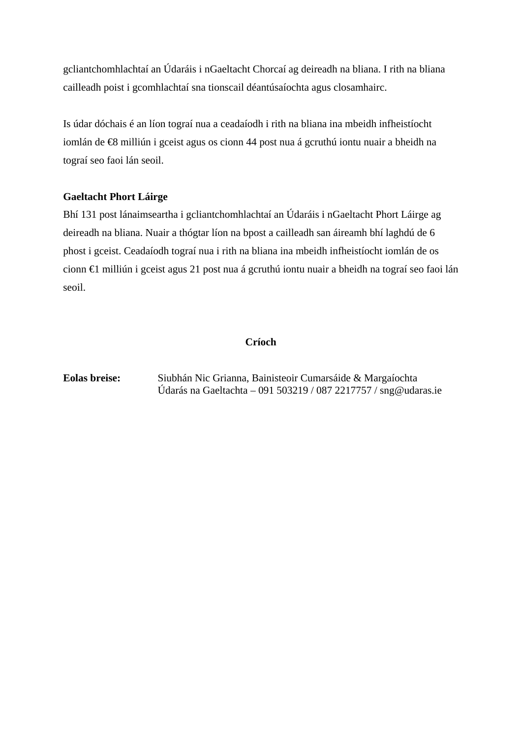gcliantchomhlachtaí an Údaráis i nGaeltacht Chorcaí ag deireadh na bliana. I rith na bliana cailleadh poist i gcomhlachtaí sna tionscail déantúsaíochta agus closamhairc.

Is údar dóchais é an líon tograí nua a ceadaíodh i rith na bliana ina mbeidh infheistíocht iomlán de €8 milliún i gceist agus os cionn 44 post nua á gcruthú iontu nuair a bheidh na tograí seo faoi lán seoil.

**Gaeltacht Phort Láirge**

Bhí 131 post lánaimseartha i gcliantchomhlachtaí an Údaráis i nGaeltacht Phort Láirge ag deireadh na bliana. Nuair a thógtar líon na bpost a cailleadh san áireamh bhí laghdú de 6 phost i gceist. Ceadaíodh tograí nua i rith na bliana ina mbeidh infheistíocht iomlán de os cionn €1 milliún i gceist agus 21 post nua á gcruthú iontu nuair a bheidh na tograí seo faoi lán seoil.

**Críoch**

**Eolas breise:** Siubhán Nic Grianna, Bainisteoir Cumarsáide & Margaíochta
Údarás na Gaeltachta – 091 503219 / 087 2217757 / sng@udaras.ie